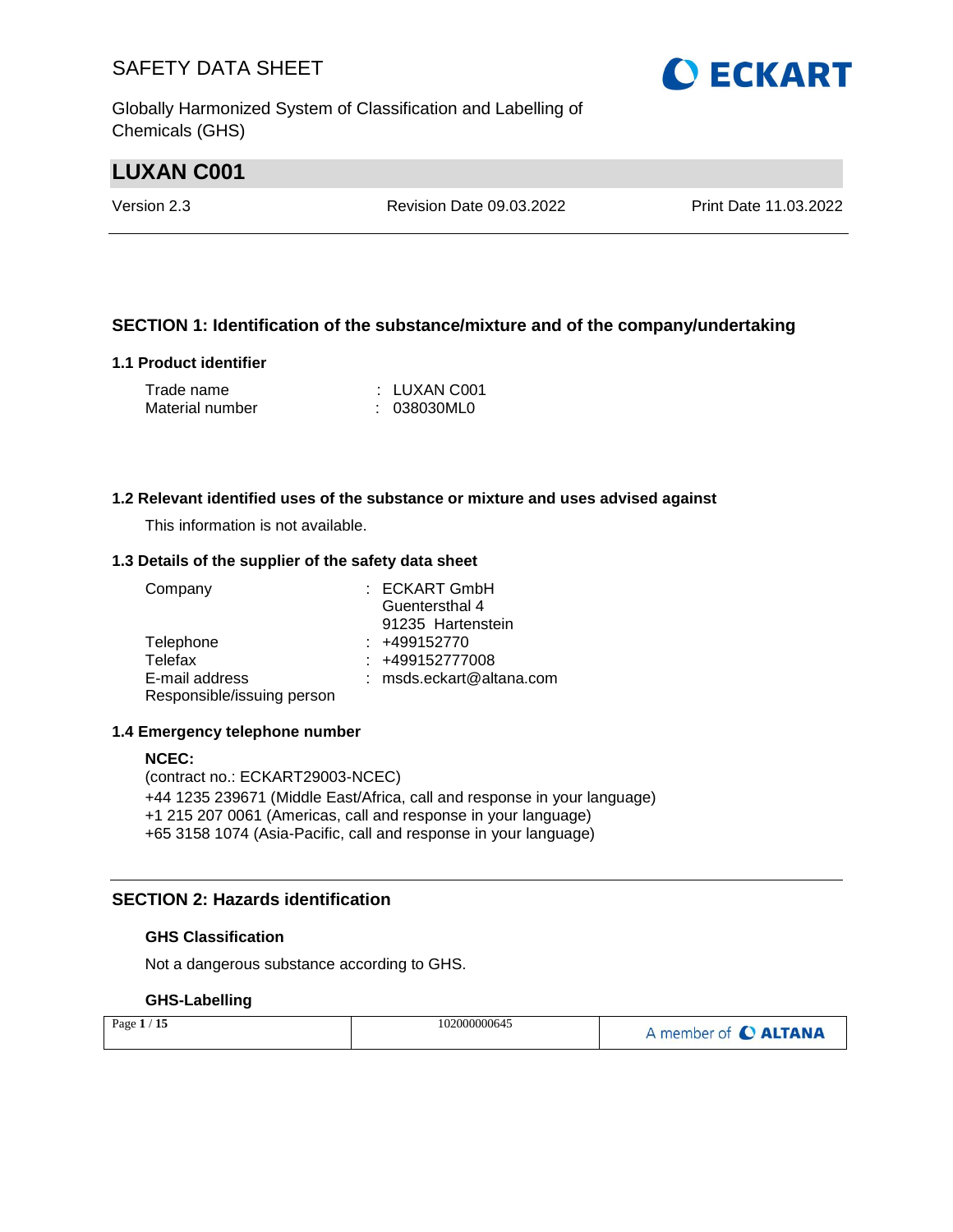# LUXAN C001

Version 2.3 | Revision Date 09.03.2022 | Print Date 11.03.2022

## SECTION 1: Identification of the substance/mixture and of the company/undertaking

### 1.1 Product identifier

| | |
|---|---|
| Trade name | : LUXAN C001 |
| Material number | : 038030ML0 |

### 1.2 Relevant identified uses of the substance or mixture and uses advised against

This information is not available.

### 1.3 Details of the supplier of the safety data sheet

| | |
|---|---|
| Company | : ECKART GmbH<br>Guentersthal 4<br>91235 Hartenstein |
| Telephone | : +499152770 |
| Telefax | : +499152777008 |
| E-mail address | : msds.eckart@altana.com |
| Responsible/issuing person | |

### 1.4 Emergency telephone number

**NCEC:**
(contract no.: ECKART29003-NCEC)
+44 1235 239671 (Middle East/Africa, call and response in your language)
+1 215 207 0061 (Americas, call and response in your language)
+65 3158 1074 (Asia-Pacific, call and response in your language)

## SECTION 2: Hazards identification

### GHS Classification

Not a dangerous substance according to GHS.

### GHS-Labelling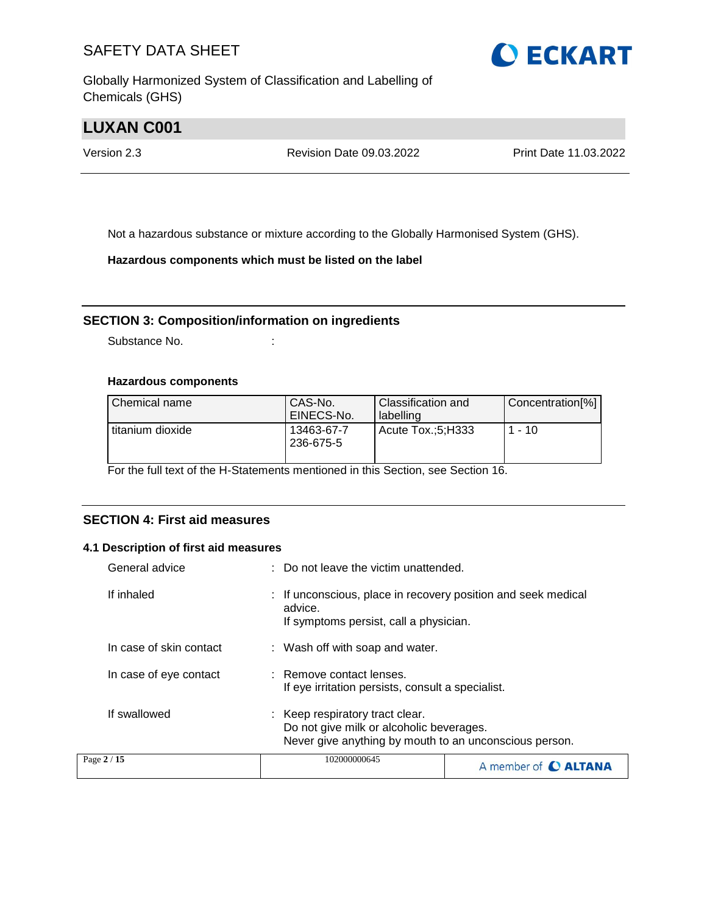Not a hazardous substance or mixture according to the Globally Harmonised System (GHS).

**Hazardous components which must be listed on the label**

## SECTION 3: Composition/information on ingredients

Substance No. :

**Hazardous components**

| Chemical name | CAS-No. EINECS-No. | Classification and labelling | Concentration[%] |
|---|---|---|---|
| titanium dioxide | 13463-67-7 236-675-5 | Acute Tox.;5;H333 | 1 - 10 |

For the full text of the H-Statements mentioned in this Section, see Section 16.

## SECTION 4: First aid measures

### 4.1 Description of first aid measures

General advice : Do not leave the victim unattended.

If inhaled : If unconscious, place in recovery position and seek medical advice.
If symptoms persist, call a physician.

In case of skin contact : Wash off with soap and water.

In case of eye contact : Remove contact lenses.
If eye irritation persists, consult a specialist.

If swallowed : Keep respiratory tract clear.
Do not give milk or alcoholic beverages.
Never give anything by mouth to an unconscious person.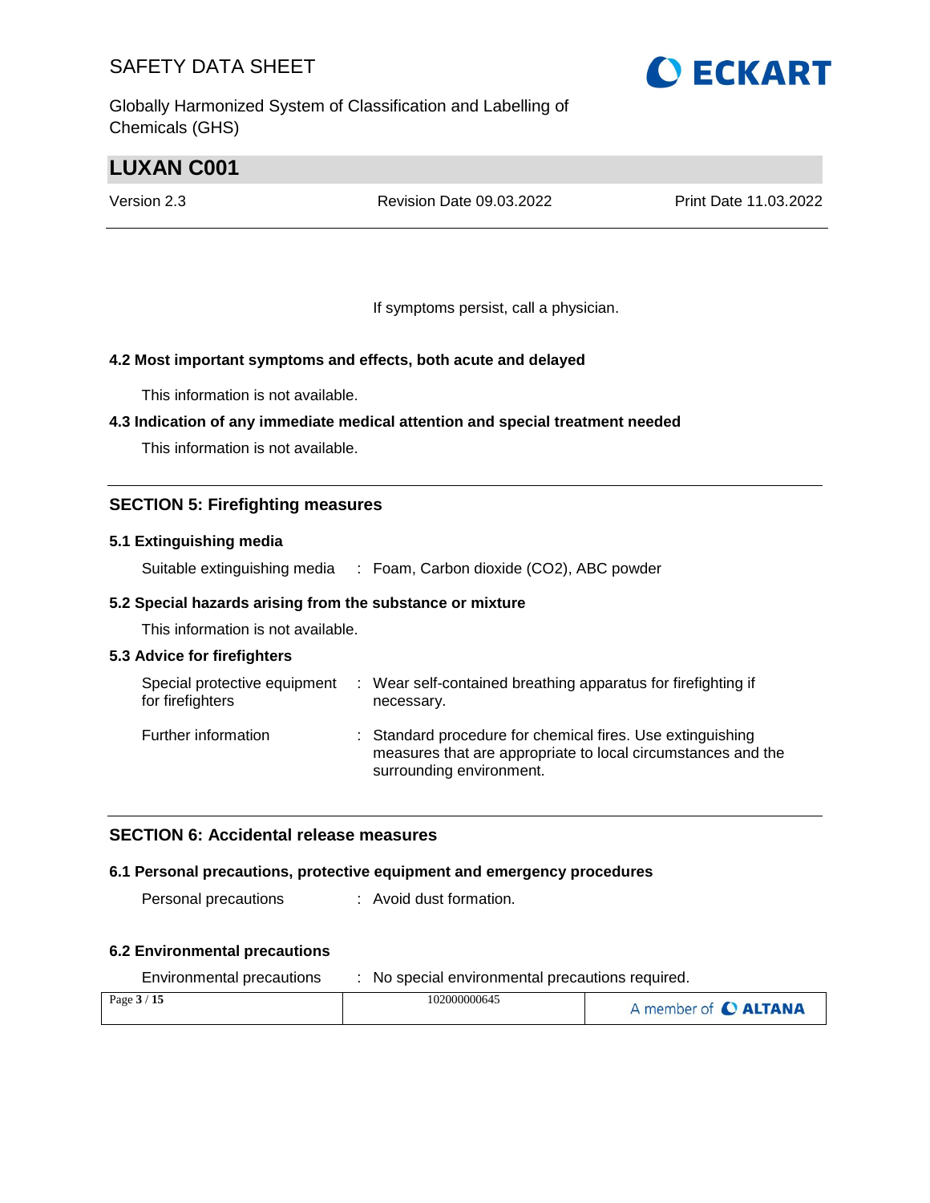If symptoms persist, call a physician.

### 4.2 Most important symptoms and effects, both acute and delayed

This information is not available.

### 4.3 Indication of any immediate medical attention and special treatment needed

This information is not available.

## SECTION 5: Firefighting measures

### 5.1 Extinguishing media

Suitable extinguishing media : Foam, Carbon dioxide ($CO_2$), ABC powder

### 5.2 Special hazards arising from the substance or mixture

This information is not available.

### 5.3 Advice for firefighters

Special protective equipment for firefighters : Wear self-contained breathing apparatus for firefighting if necessary.

Further information : Standard procedure for chemical fires. Use extinguishing measures that are appropriate to local circumstances and the surrounding environment.

## SECTION 6: Accidental release measures

### 6.1 Personal precautions, protective equipment and emergency procedures

Personal precautions : Avoid dust formation.

### 6.2 Environmental precautions

Environmental precautions : No special environmental precautions required.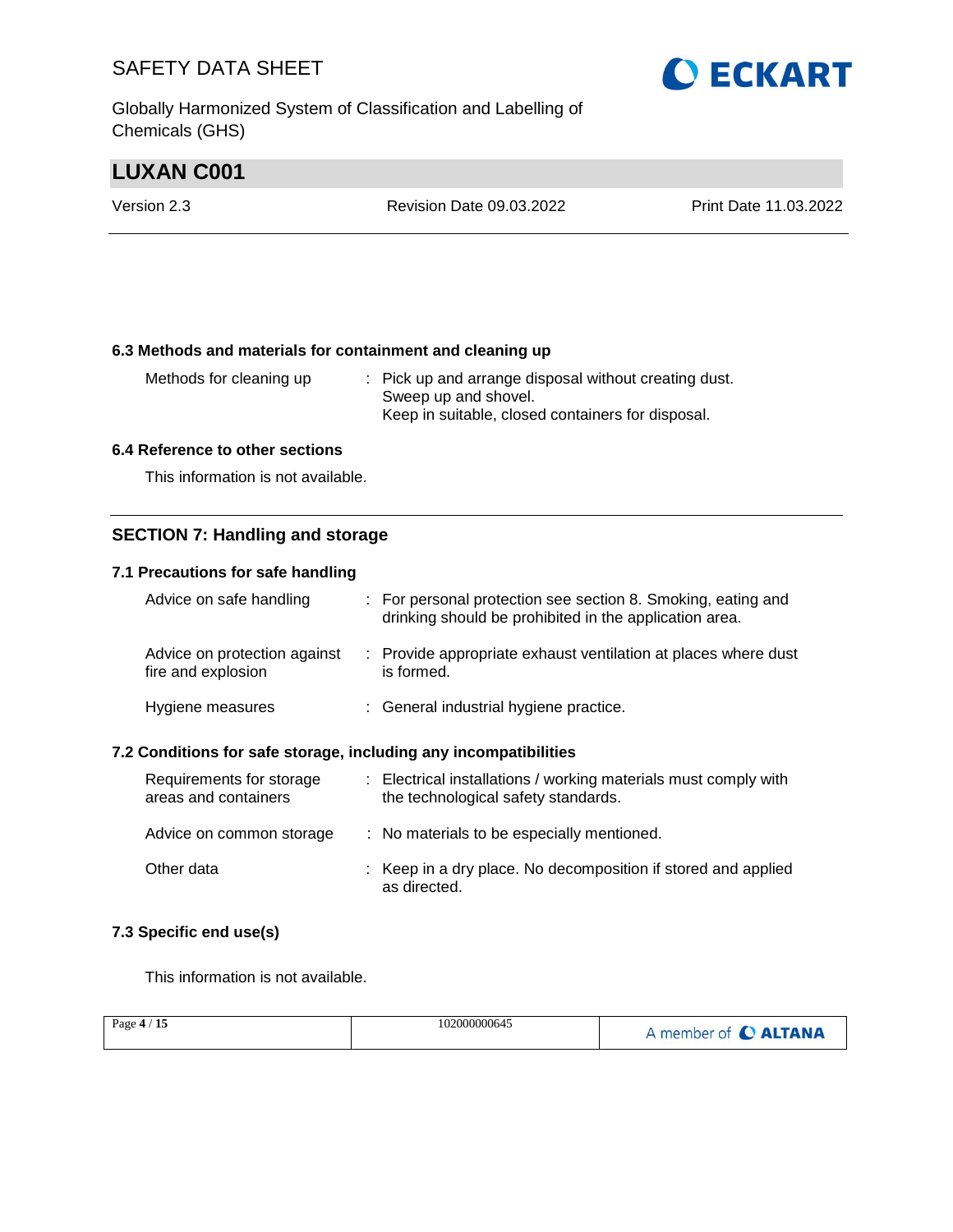### 6.3 Methods and materials for containment and cleaning up

| | |
|---|---|
| Methods for cleaning up | : Pick up and arrange disposal without creating dust. Sweep up and shovel. Keep in suitable, closed containers for disposal. |

### 6.4 Reference to other sections

This information is not available.

## SECTION 7: Handling and storage

### 7.1 Precautions for safe handling

| | |
|---|---|
| Advice on safe handling | : For personal protection see section 8. Smoking, eating and drinking should be prohibited in the application area. |
| Advice on protection against fire and explosion | : Provide appropriate exhaust ventilation at places where dust is formed. |
| Hygiene measures | : General industrial hygiene practice. |

### 7.2 Conditions for safe storage, including any incompatibilities

| | |
|---|---|
| Requirements for storage areas and containers | : Electrical installations / working materials must comply with the technological safety standards. |
| Advice on common storage | : No materials to be especially mentioned. |
| Other data | : Keep in a dry place. No decomposition if stored and applied as directed. |

### 7.3 Specific end use(s)

This information is not available.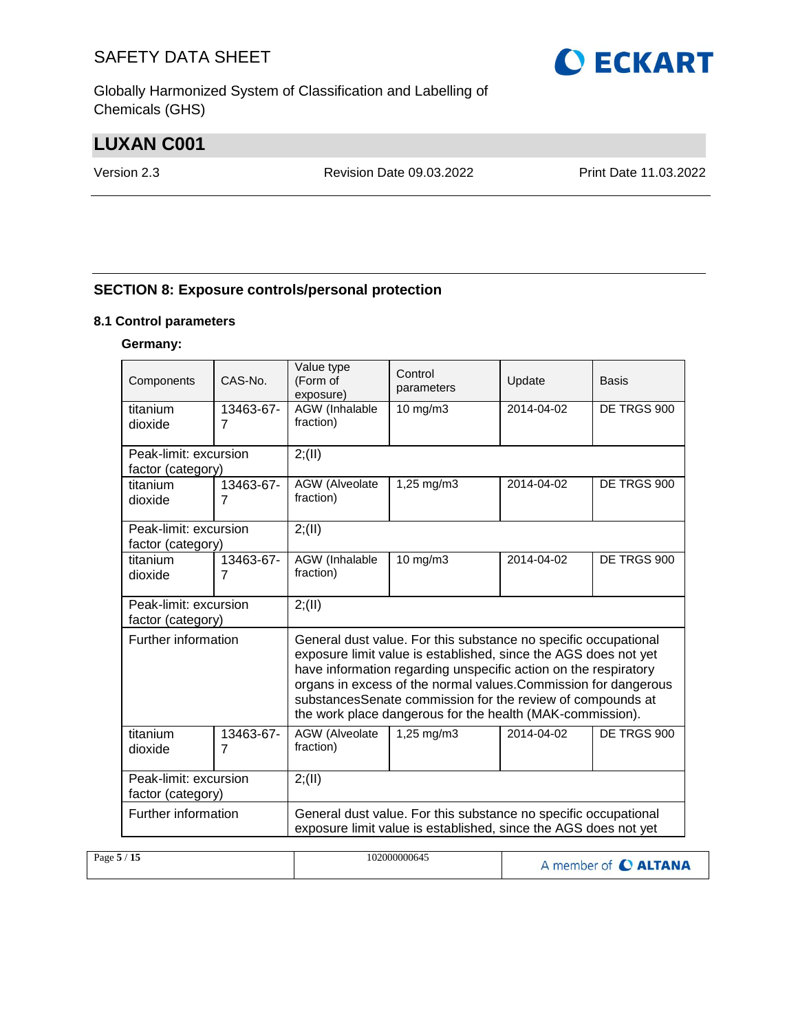## SECTION 8: Exposure controls/personal protection

### 8.1 Control parameters

**Germany:**

| Components | CAS-No. | Value type (Form of exposure) | Control parameters | Update | Basis |
|---|---|---|---|---|---|
| titanium dioxide | 13463-67-7 | AGW (Inhalable fraction) | 10 mg/m3 | 2014-04-02 | DE TRGS 900 |
| Peak-limit: excursion factor (category) | | 2;(II) | | | |
| titanium dioxide | 13463-67-7 | AGW (Alveolate fraction) | 1,25 mg/m3 | 2014-04-02 | DE TRGS 900 |
| Peak-limit: excursion factor (category) | | 2;(II) | | | |
| titanium dioxide | 13463-67-7 | AGW (Inhalable fraction) | 10 mg/m3 | 2014-04-02 | DE TRGS 900 |
| Peak-limit: excursion factor (category) | | 2;(II) | | | |
| Further information | | General dust value. For this substance no specific occupational exposure limit value is established, since the AGS does not yet have information regarding unspecific action on the respiratory organs in excess of the normal values.Commission for dangerous substancesSenate commission for the review of compounds at the work place dangerous for the health (MAK-commission). | | | |
| titanium dioxide | 13463-67-7 | AGW (Alveolate fraction) | 1,25 mg/m3 | 2014-04-02 | DE TRGS 900 |
| Peak-limit: excursion factor (category) | | 2;(II) | | | |
| Further information | | General dust value. For this substance no specific occupational exposure limit value is established, since the AGS does not yet | | | |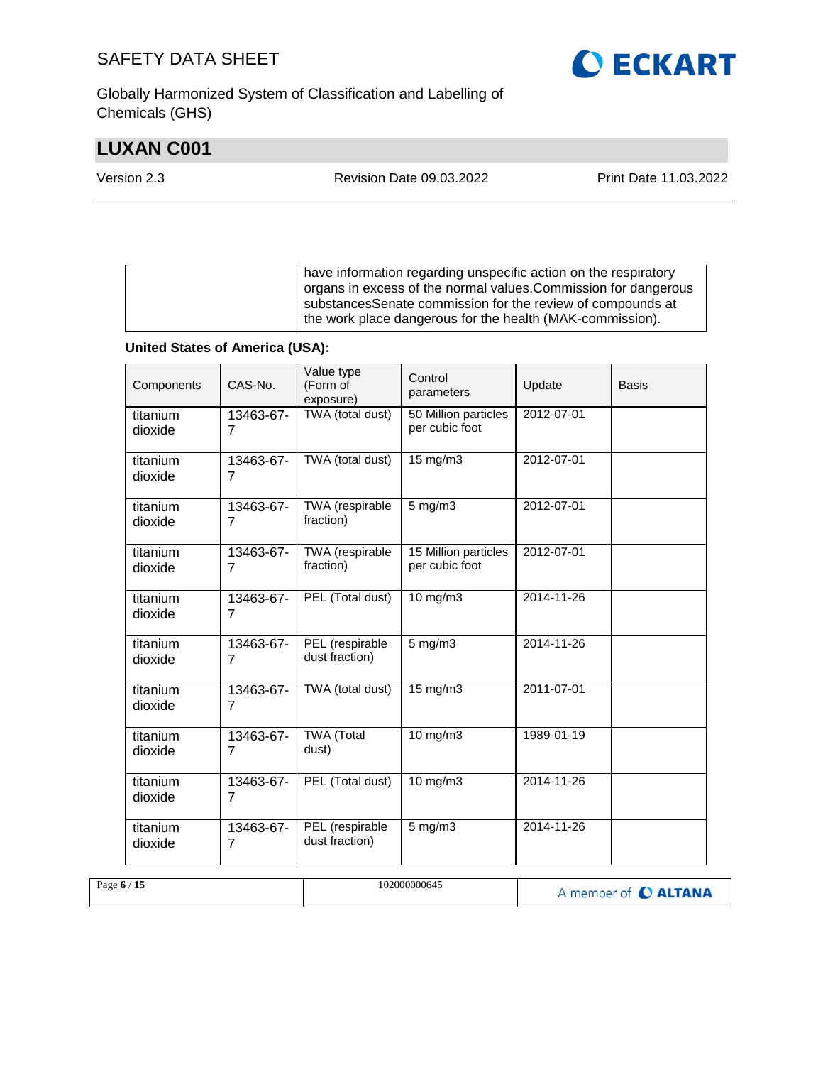| | have information regarding unspecific action on the respiratory organs in excess of the normal values.Commission for dangerous substancesSenate commission for the review of compounds at the work place dangerous for the health (MAK-commission). |
|---|---|

**United States of America (USA):**

| Components | CAS-No. | Value type (Form of exposure) | Control parameters | Update | Basis |
|---|---|---|---|---|---|
| titanium dioxide | 13463-67-7 | TWA (total dust) | 50 Million particles per cubic foot | 2012-07-01 | |
| titanium dioxide | 13463-67-7 | TWA (total dust) | 15 mg/m3 | 2012-07-01 | |
| titanium dioxide | 13463-67-7 | TWA (respirable fraction) | 5 mg/m3 | 2012-07-01 | |
| titanium dioxide | 13463-67-7 | TWA (respirable fraction) | 15 Million particles per cubic foot | 2012-07-01 | |
| titanium dioxide | 13463-67-7 | PEL (Total dust) | 10 mg/m3 | 2014-11-26 | |
| titanium dioxide | 13463-67-7 | PEL (respirable dust fraction) | 5 mg/m3 | 2014-11-26 | |
| titanium dioxide | 13463-67-7 | TWA (total dust) | 15 mg/m3 | 2011-07-01 | |
| titanium dioxide | 13463-67-7 | TWA (Total dust) | 10 mg/m3 | 1989-01-19 | |
| titanium dioxide | 13463-67-7 | PEL (Total dust) | 10 mg/m3 | 2014-11-26 | |
| titanium dioxide | 13463-67-7 | PEL (respirable dust fraction) | 5 mg/m3 | 2014-11-26 | |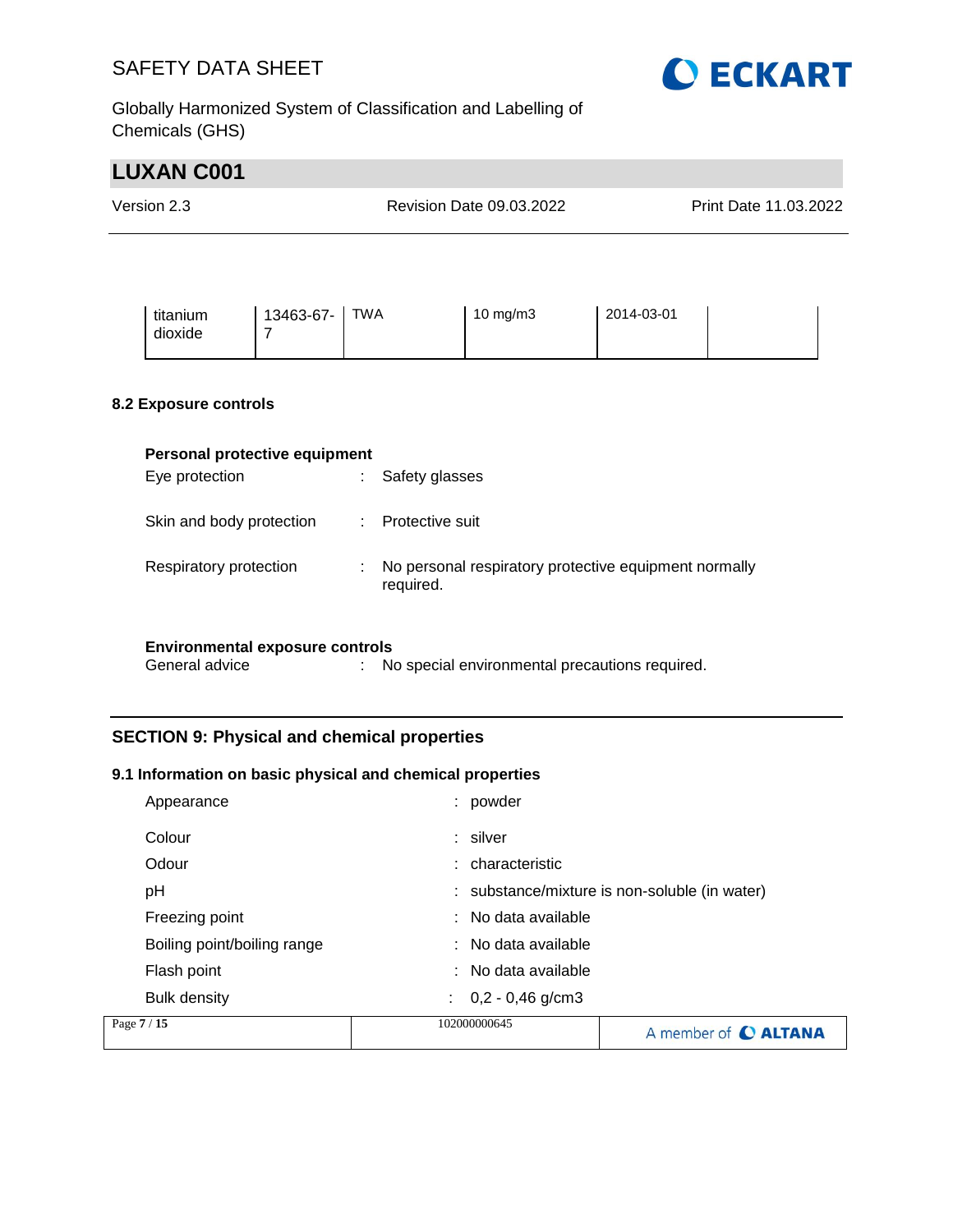| titanium dioxide | 13463-67-7 | TWA | 10 mg/m3 | 2014-03-01 | |
|---|---|---|---|---|---|

### 8.2 Exposure controls

**Personal protective equipment**

Eye protection : Safety glasses

Skin and body protection : Protective suit

Respiratory protection : No personal respiratory protective equipment normally required.

**Environmental exposure controls**

General advice : No special environmental precautions required.

## SECTION 9: Physical and chemical properties

### 9.1 Information on basic physical and chemical properties

Appearance : powder

Colour : silver

Odour : characteristic

pH : substance/mixture is non-soluble (in water)

Freezing point : No data available

Boiling point/boiling range : No data available

Flash point : No data available

Bulk density : 0,2 - 0,46 g/cm3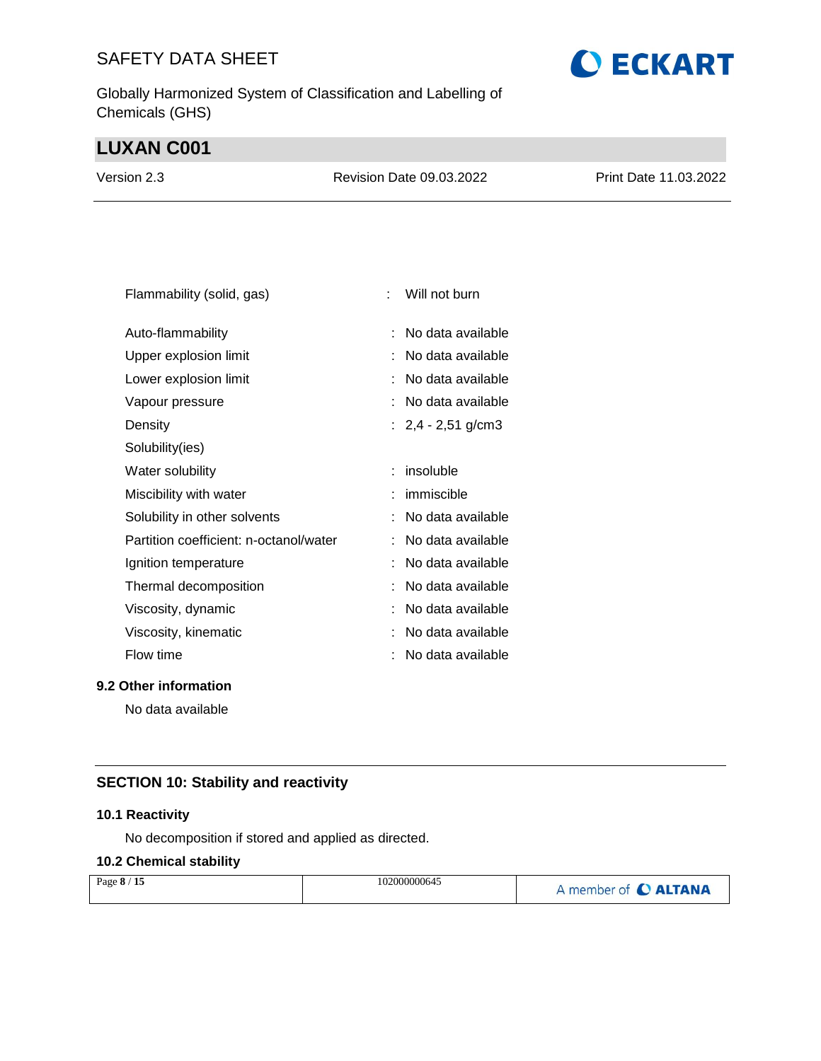| | | |
|---|---|---|
| Flammability (solid, gas) | : | Will not burn |
| Auto-flammability | : | No data available |
| Upper explosion limit | : | No data available |
| Lower explosion limit | : | No data available |
| Vapour pressure | : | No data available |
| Density | : | 2,4 - 2,51 g/cm3 |
| Solubility(ies) | | |
| Water solubility | : | insoluble |
| Miscibility with water | : | immiscible |
| Solubility in other solvents | : | No data available |
| Partition coefficient: n-octanol/water | : | No data available |
| Ignition temperature | : | No data available |
| Thermal decomposition | : | No data available |
| Viscosity, dynamic | : | No data available |
| Viscosity, kinematic | : | No data available |
| Flow time | : | No data available |

### 9.2 Other information

No data available

## SECTION 10: Stability and reactivity

### 10.1 Reactivity

No decomposition if stored and applied as directed.

### 10.2 Chemical stability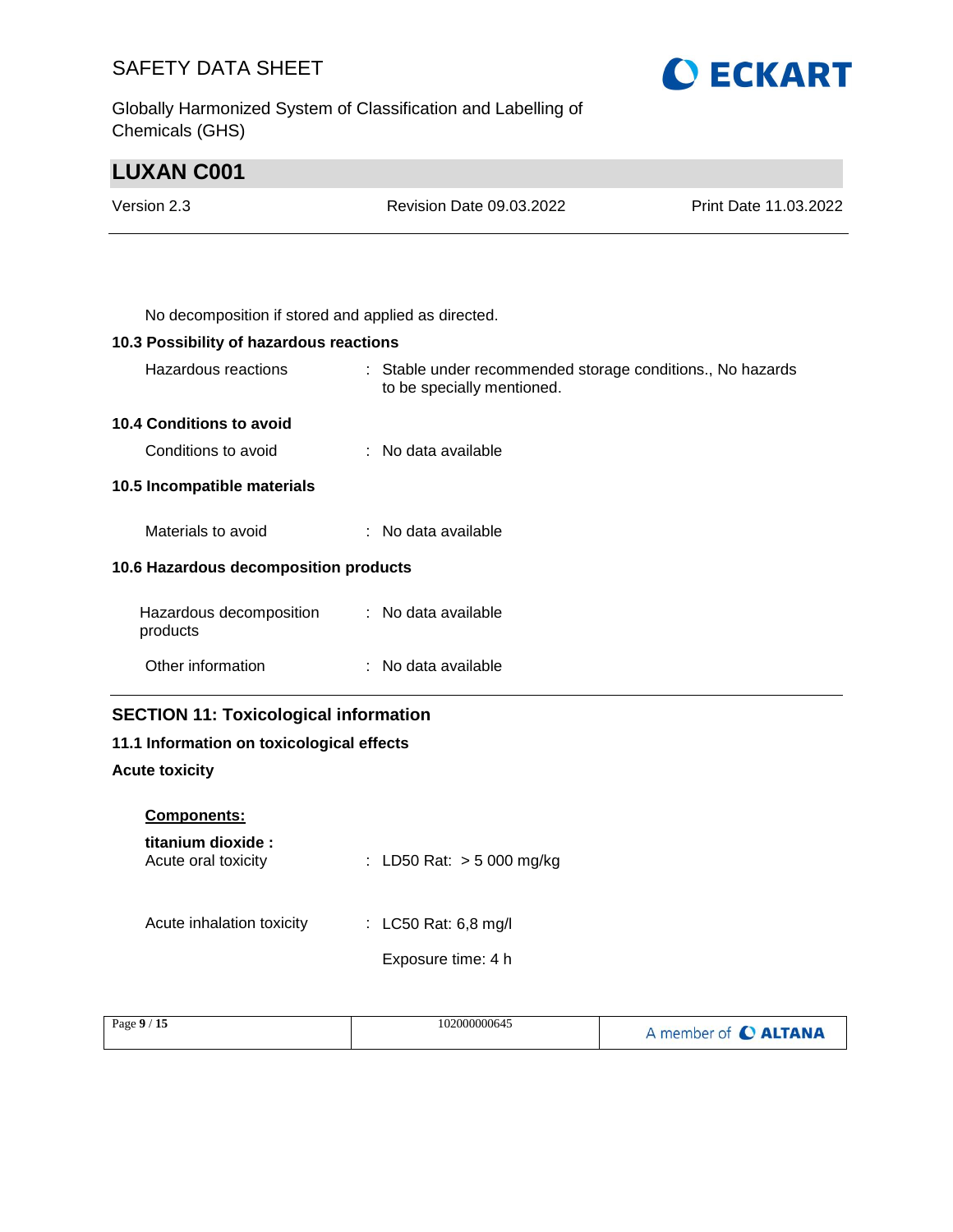No decomposition if stored and applied as directed.

### 10.3 Possibility of hazardous reactions

| | | |
|---|---|---|
| Hazardous reactions | : | Stable under recommended storage conditions., No hazards to be specially mentioned. |

### 10.4 Conditions to avoid

| | | |
|---|---|---|
| Conditions to avoid | : | No data available |

### 10.5 Incompatible materials

| | | |
|---|---|---|
| Materials to avoid | : | No data available |

### 10.6 Hazardous decomposition products

| | | |
|---|---|---|
| Hazardous decomposition products | : | No data available |
| Other information | : | No data available |

## SECTION 11: Toxicological information

### 11.1 Information on toxicological effects

**Acute toxicity**

**Components:**

**titanium dioxide :**

| | | |
|---|---|---|
| Acute oral toxicity | : | LD50 Rat: > 5 000 mg/kg |
| Acute inhalation toxicity | : | LC50 Rat: 6,8 mg/l<br>Exposure time: 4 h |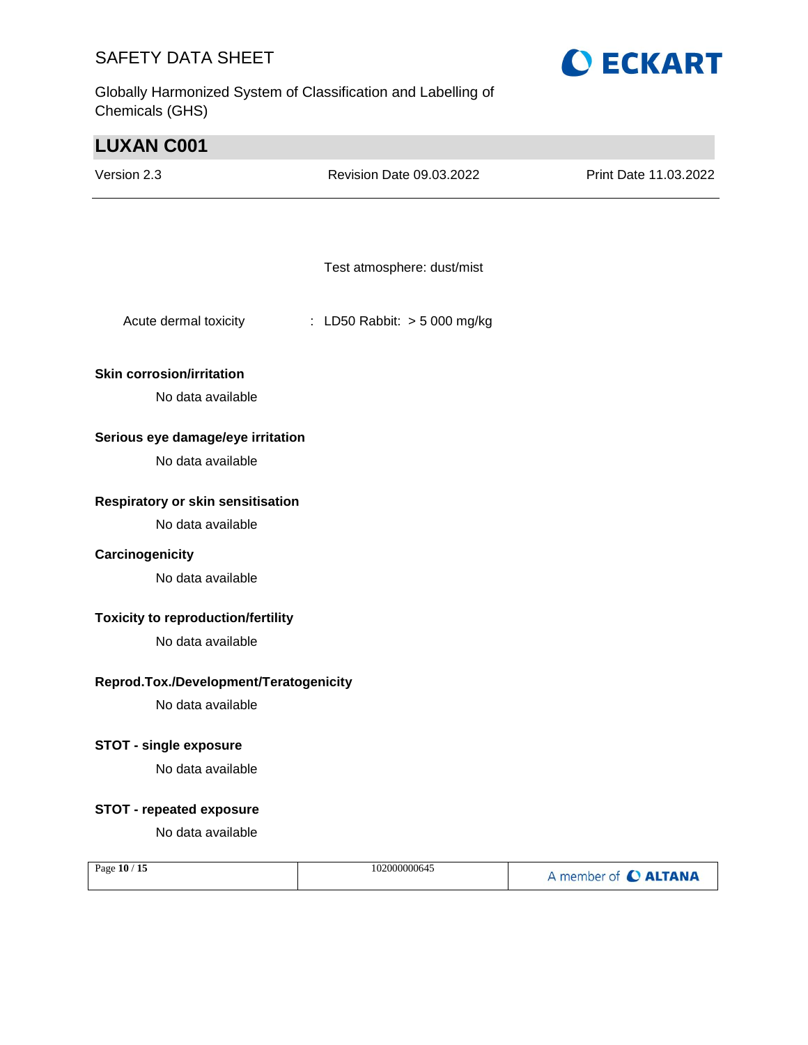Test atmosphere: dust/mist

Acute dermal toxicity : LD50 Rabbit: > 5 000 mg/kg

**Skin corrosion/irritation**

No data available

**Serious eye damage/eye irritation**

No data available

**Respiratory or skin sensitisation**

No data available

**Carcinogenicity**

No data available

**Toxicity to reproduction/fertility**

No data available

**Reprod.Tox./Development/Teratogenicity**

No data available

**STOT - single exposure**

No data available

**STOT - repeated exposure**

No data available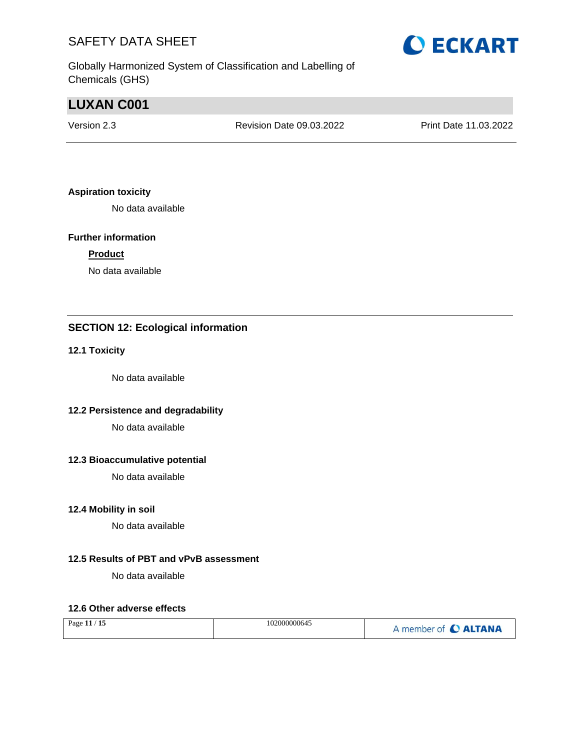**Aspiration toxicity**

No data available

**Further information**

**Product**

No data available

## SECTION 12: Ecological information

### 12.1 Toxicity

No data available

### 12.2 Persistence and degradability

No data available

### 12.3 Bioaccumulative potential

No data available

### 12.4 Mobility in soil

No data available

### 12.5 Results of PBT and vPvB assessment

No data available

### 12.6 Other adverse effects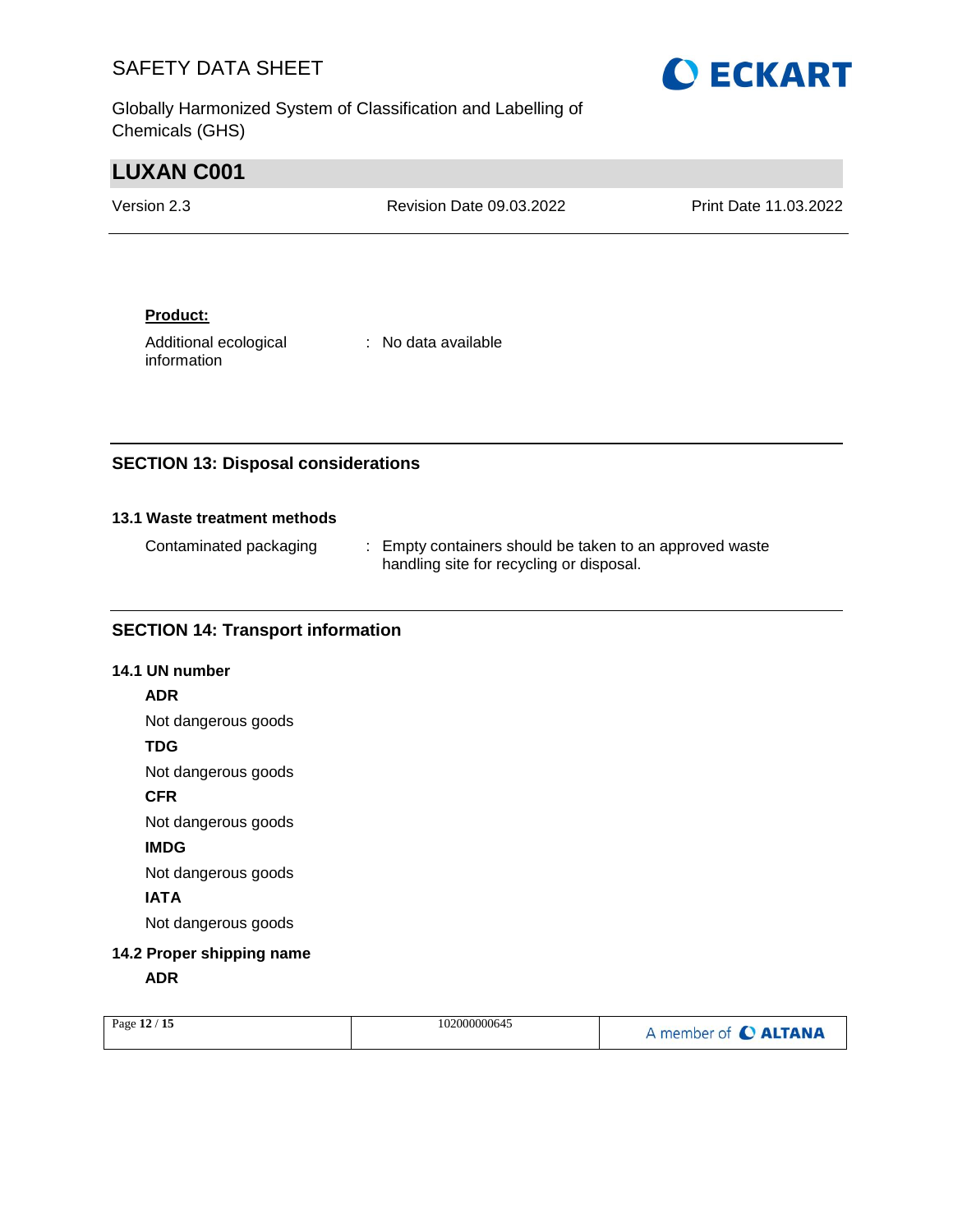**Product:**

Additional ecological information : No data available

## SECTION 13: Disposal considerations

### 13.1 Waste treatment methods

Contaminated packaging : Empty containers should be taken to an approved waste handling site for recycling or disposal.

## SECTION 14: Transport information

### 14.1 UN number

**ADR**

Not dangerous goods

**TDG**

Not dangerous goods

**CFR**

Not dangerous goods

**IMDG**

Not dangerous goods

**IATA**

Not dangerous goods

### 14.2 Proper shipping name

**ADR**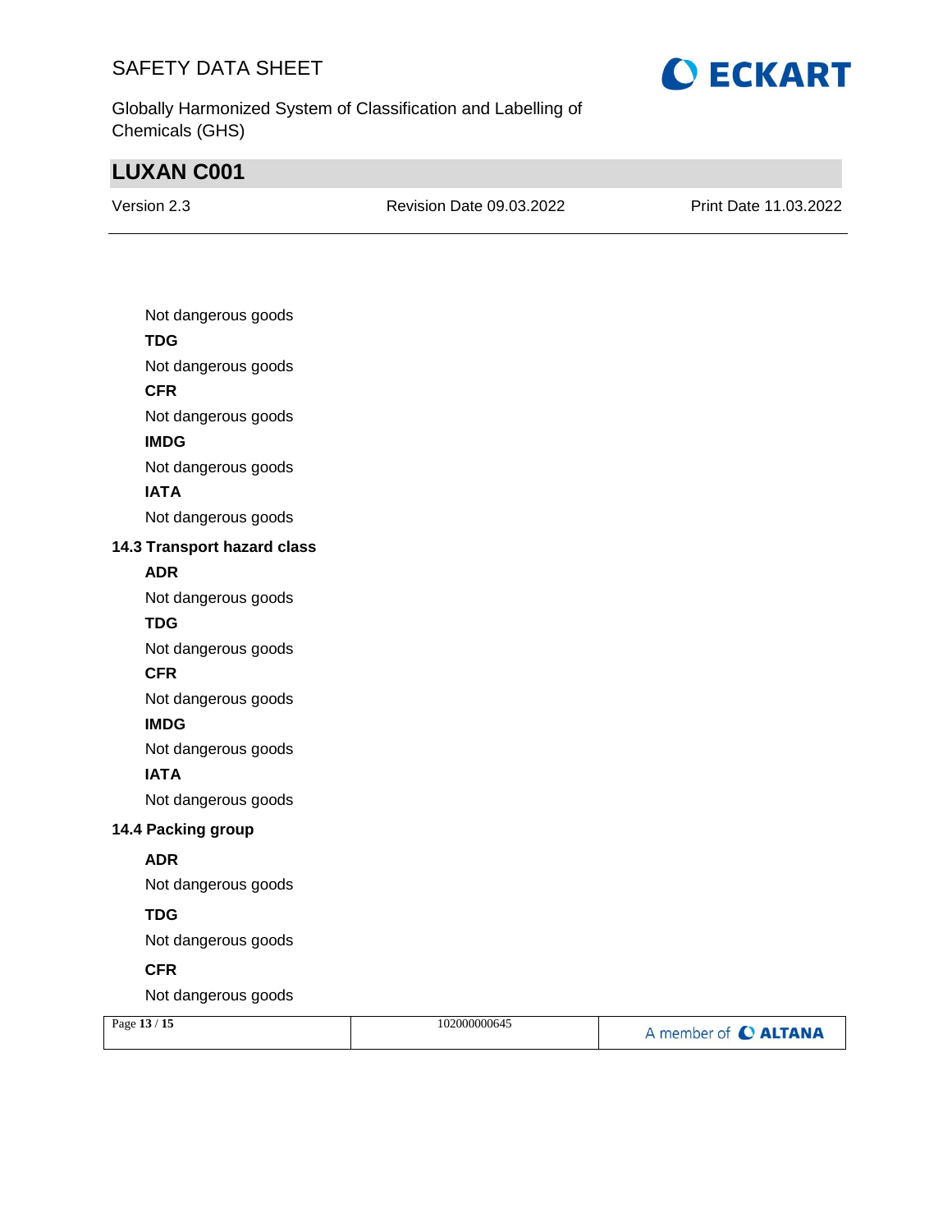Not dangerous goods

**TDG**

Not dangerous goods

**CFR**

Not dangerous goods

**IMDG**

Not dangerous goods

**IATA**

Not dangerous goods

### 14.3 Transport hazard class

**ADR**

Not dangerous goods

**TDG**

Not dangerous goods

**CFR**

Not dangerous goods

**IMDG**

Not dangerous goods

**IATA**

Not dangerous goods

### 14.4 Packing group

**ADR**

Not dangerous goods

**TDG**

Not dangerous goods

**CFR**

Not dangerous goods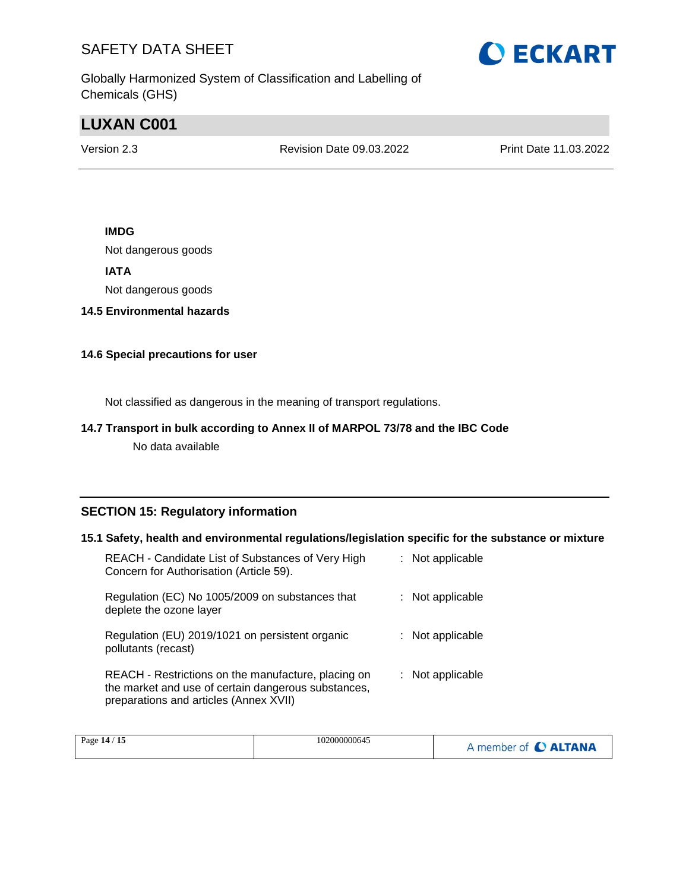**IMDG**

Not dangerous goods

**IATA**

Not dangerous goods

**14.5 Environmental hazards**

**14.6 Special precautions for user**

Not classified as dangerous in the meaning of transport regulations.

**14.7 Transport in bulk according to Annex II of MARPOL 73/78 and the IBC Code**

No data available

## SECTION 15: Regulatory information

**15.1 Safety, health and environmental regulations/legislation specific for the substance or mixture**

| | |
|---|---|
| REACH - Candidate List of Substances of Very High Concern for Authorisation (Article 59). | : Not applicable |
| Regulation (EC) No 1005/2009 on substances that deplete the ozone layer | : Not applicable |
| Regulation (EU) 2019/1021 on persistent organic pollutants (recast) | : Not applicable |
| REACH - Restrictions on the manufacture, placing on the market and use of certain dangerous substances, preparations and articles (Annex XVII) | : Not applicable |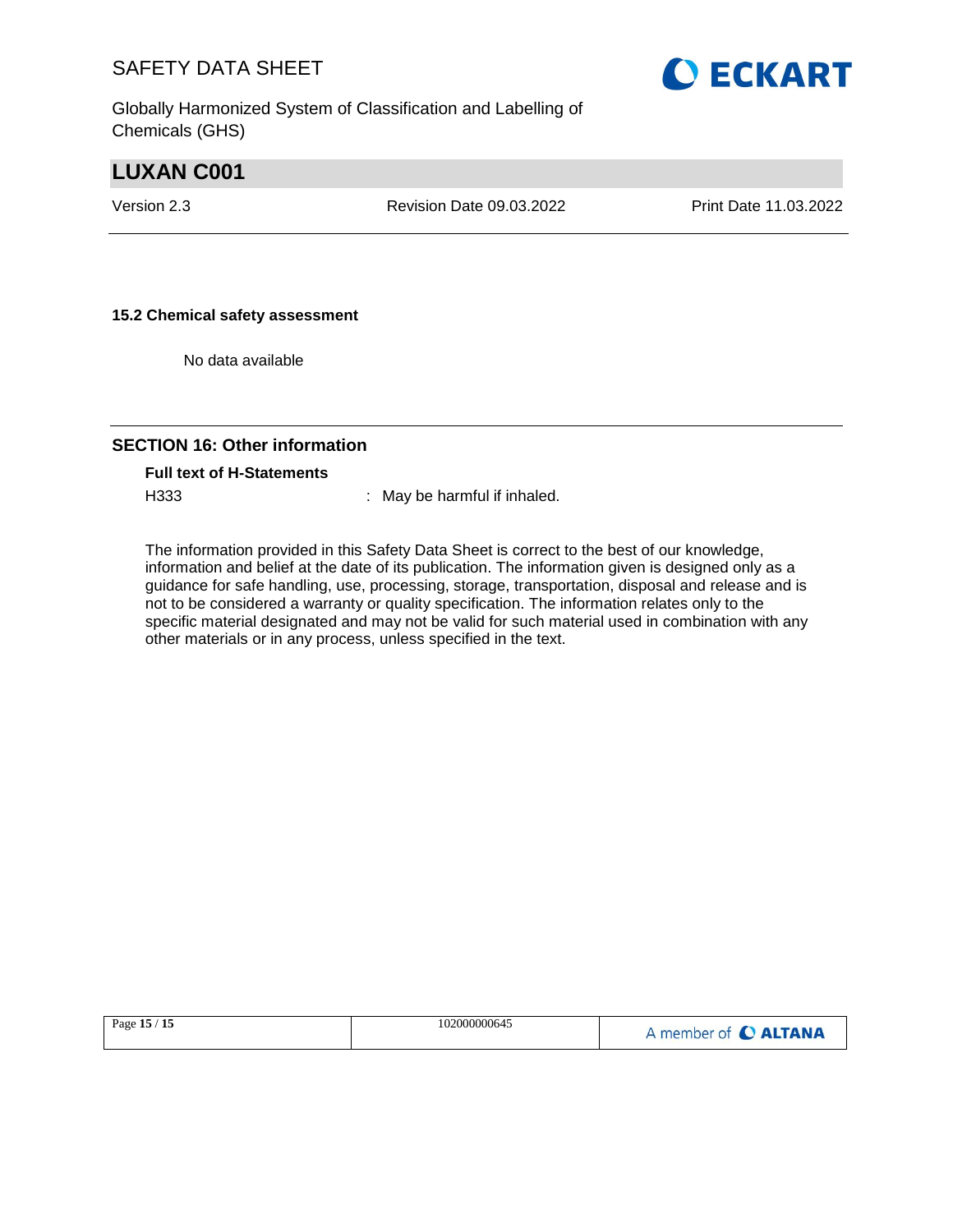### 15.2 Chemical safety assessment

No data available

## SECTION 16: Other information

**Full text of H-Statements**

H333 : May be harmful if inhaled.

The information provided in this Safety Data Sheet is correct to the best of our knowledge, information and belief at the date of its publication. The information given is designed only as a guidance for safe handling, use, processing, storage, transportation, disposal and release and is not to be considered a warranty or quality specification. The information relates only to the specific material designated and may not be valid for such material used in combination with any other materials or in any process, unless specified in the text.